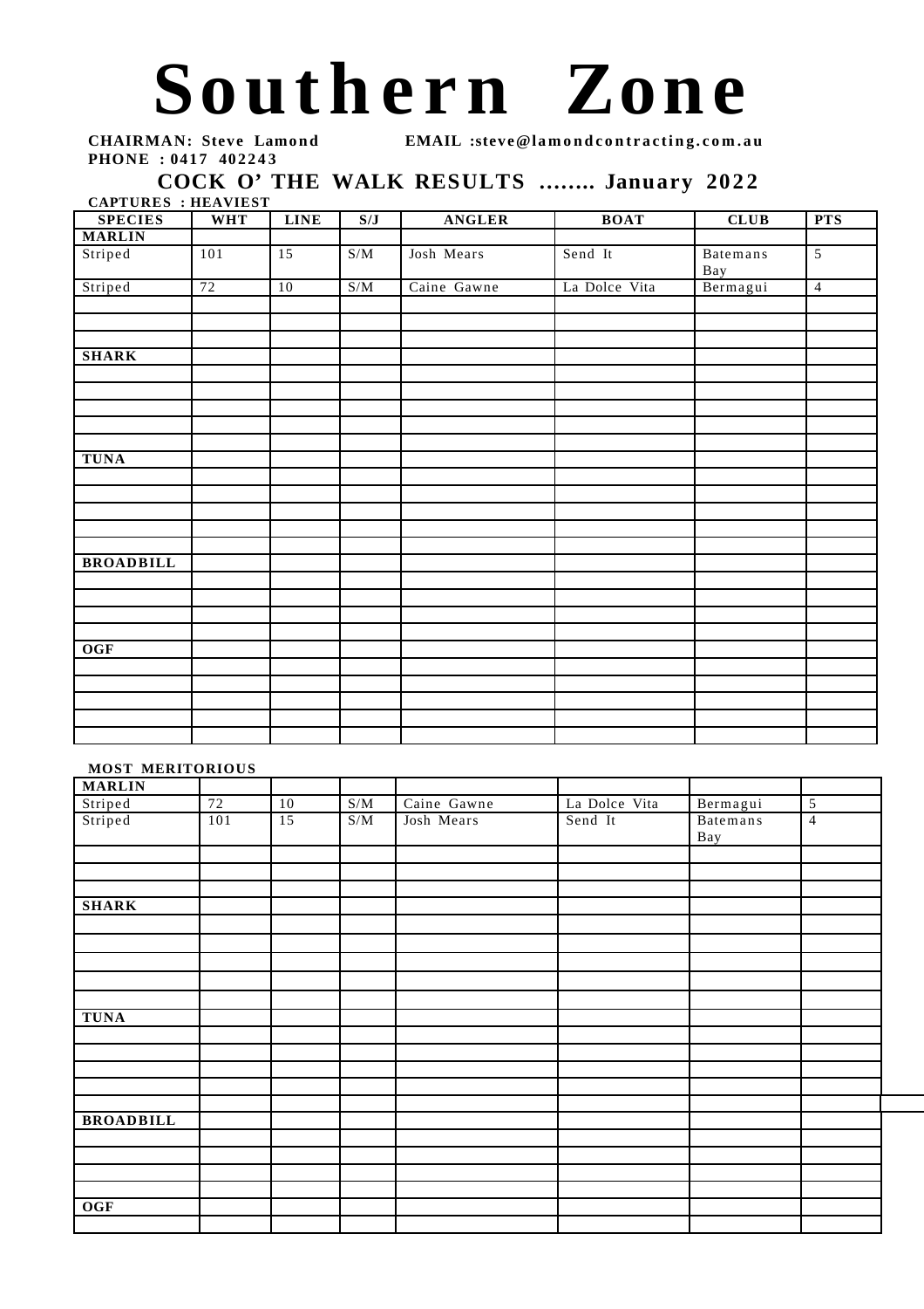# Southern Zone

**CHAIRMAN: Steve Lamond** **EMAIL :steve@lamondcontracting.com.au**
**PHONE : 0417 402243**

## COCK O' THE WALK RESULTS …….. January 2022

**CAPTURES : HEAVIEST**

| SPECIES | WHT | LINE | S/J | ANGLER | BOAT | CLUB | PTS |
|---|---|---|---|---|---|---|---|
| **MARLIN** | | | | | | | |
| Striped | 101 | 15 | S/M | Josh Mears | Send It | Batemans Bay | 5 |
| Striped | 72 | 10 | S/M | Caine Gawne | La Dolce Vita | Bermagui | 4 |
| | | | | | | | |
| | | | | | | | |
| | | | | | | | |
| **SHARK** | | | | | | | |
| | | | | | | | |
| | | | | | | | |
| | | | | | | | |
| | | | | | | | |
| | | | | | | | |
| **TUNA** | | | | | | | |
| | | | | | | | |
| | | | | | | | |
| | | | | | | | |
| | | | | | | | |
| | | | | | | | |
| **BROADBILL** | | | | | | | |
| | | | | | | | |
| | | | | | | | |
| | | | | | | | |
| | | | | | | | |
| **OGF** | | | | | | | |
| | | | | | | | |
| | | | | | | | |
| | | | | | | | |
| | | | | | | | |
| | | | | | | | |

**MOST MERITORIOUS**

| | | | | | | | |
|---|---|---|---|---|---|---|---|
| **MARLIN** | | | | | | | |
| Striped | 72 | 10 | S/M | Caine Gawne | La Dolce Vita | Bermagui | 5 |
| Striped | 101 | 15 | S/M | Josh Mears | Send It | Batemans Bay | 4 |
| | | | | | | | |
| | | | | | | | |
| | | | | | | | |
| **SHARK** | | | | | | | |
| | | | | | | | |
| | | | | | | | |
| | | | | | | | |
| | | | | | | | |
| | | | | | | | |
| **TUNA** | | | | | | | |
| | | | | | | | |
| | | | | | | | |
| | | | | | | | |
| | | | | | | | |
| | | | | | | | |
| **BROADBILL** | | | | | | | |
| | | | | | | | |
| | | | | | | | |
| | | | | | | | |
| | | | | | | | |
| **OGF** | | | | | | | |
| | | | | | | | |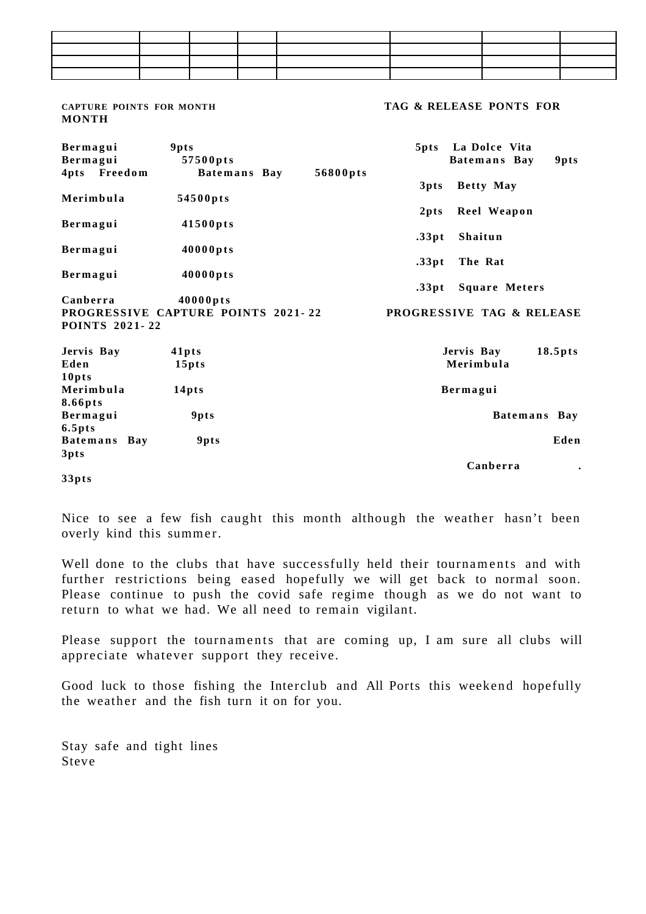| | | | | | | | |
|---|---|---|---|---|---|---|---|
| | | | | | | | |
| | | | | | | | |
| | | | | | | | |
| | | | | | | | |

**CAPTURE POINTS FOR MONTH**

**TAG & RELEASE PONTS FOR MONTH**

**Bermagui 9pts**
**Bermagui 57500pts**
**4pts Freedom Batemans Bay 56800pts**
**Merimbula 54500pts**
**Bermagui 41500pts**
**Bermagui 40000pts**
**Bermagui 40000pts**
**Canberra 40000pts**

**5pts La Dolce Vita Batemans Bay 9pts**
**3pts Betty May**
**2pts Reel Weapon**
**.33pt Shaitun**
**.33pt The Rat**
**.33pt Square Meters**

**PROGRESSIVE CAPTURE POINTS 2021-22**

**PROGRESSIVE TAG & RELEASE POINTS 2021-22**

**Jervis Bay 41pts**
**Eden 15pts**
**Merimbula 14pts**
**Bermagui 9pts**
**Batemans Bay 9pts**

**Jervis Bay 18.5pts**
**Merimbula 10pts**
**Bermagui 8.66pts**
**Batemans Bay 6.5pts**
**Eden 3pts**
**Canberra .33pts**

Nice to see a few fish caught this month although the weather hasn't been overly kind this summer.

Well done to the clubs that have successfully held their tournaments and with further restrictions being eased hopefully we will get back to normal soon. Please continue to push the covid safe regime though as we do not want to return to what we had. We all need to remain vigilant.

Please support the tournaments that are coming up, I am sure all clubs will appreciate whatever support they receive.

Good luck to those fishing the Interclub and All Ports this weekend hopefully the weather and the fish turn it on for you.

Stay safe and tight lines
Steve